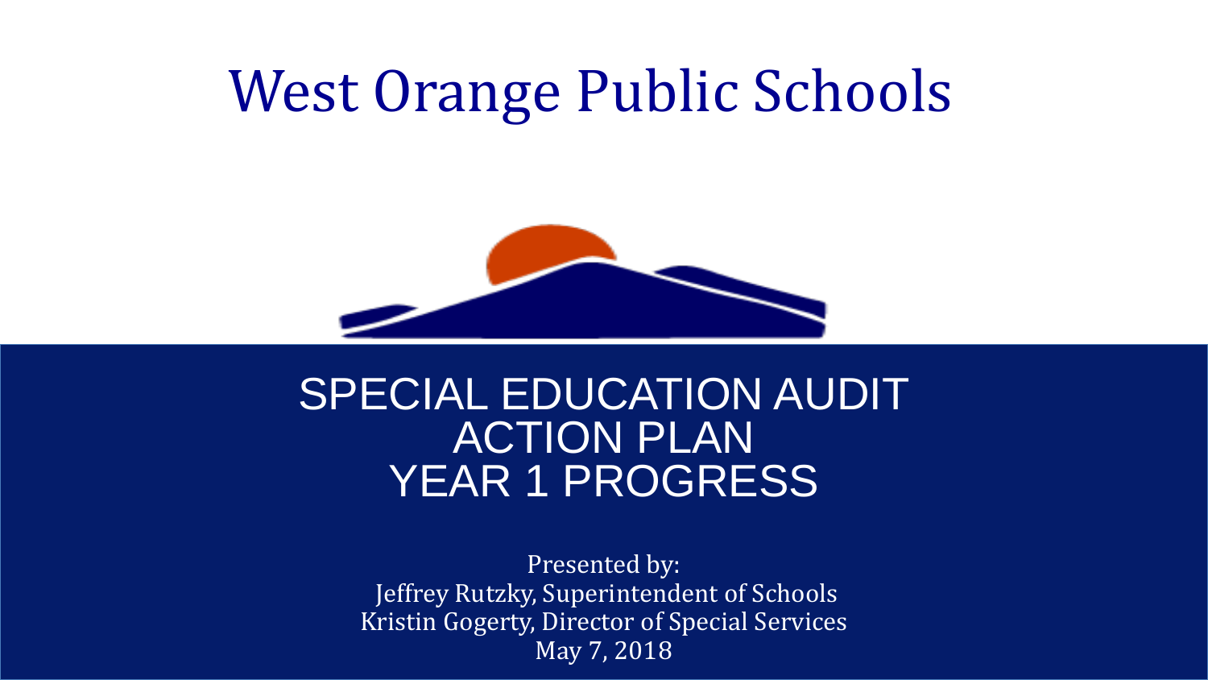# West Orange Public Schools

## SPECIAL EDUCATION AUDIT ACTION PLAN YEAR 1 PROGRESS

Presented by:
Jeffrey Rutzky, Superintendent of Schools
Kristin Gogerty, Director of Special Services
May 7, 2018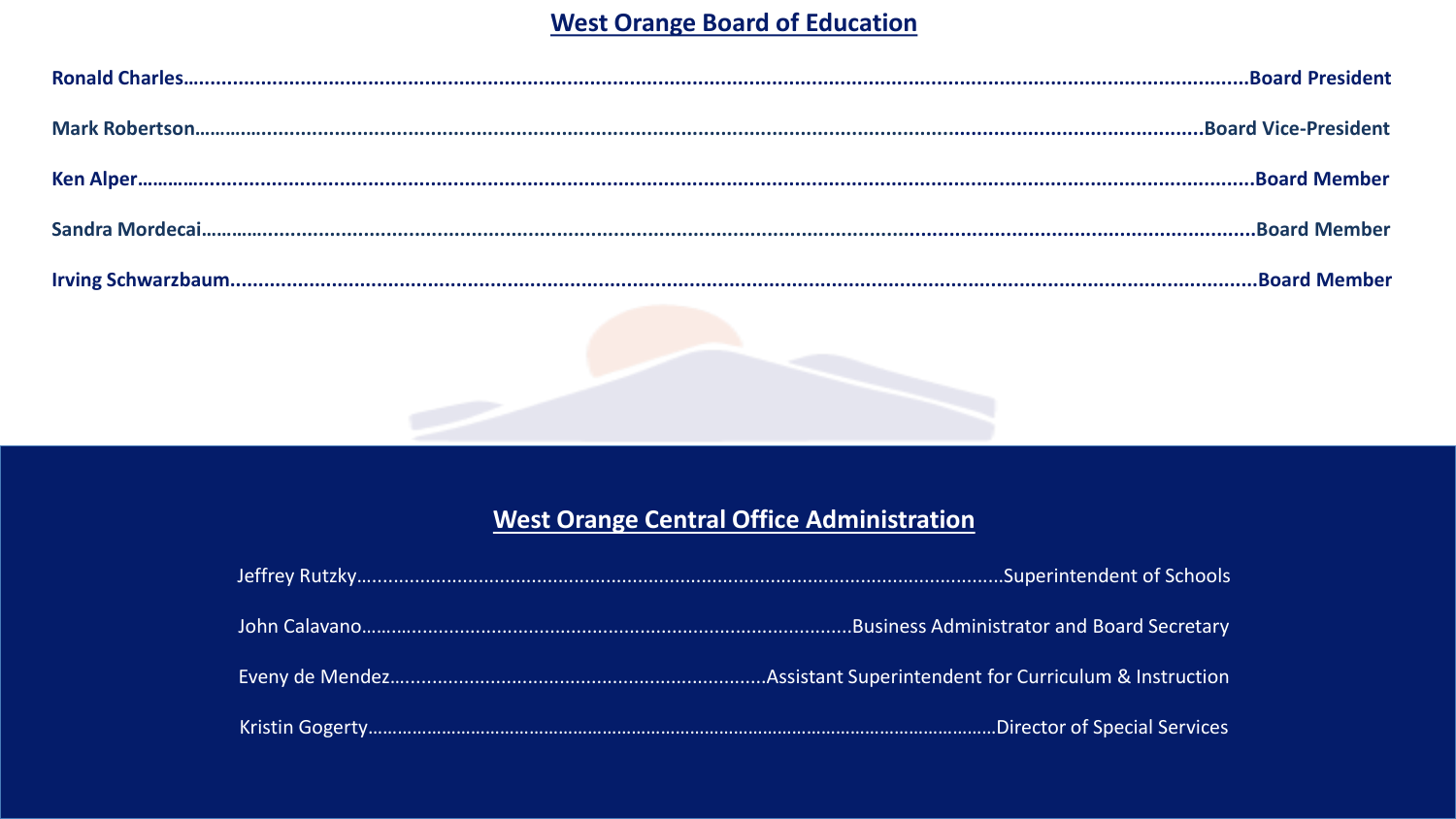## West Orange Board of Education

**Ronald Charles**……………………………………………………………………………………………………**Board President**

**Mark Robertson**…………………………………………………………………………………………………**Board Vice-President**

**Ken Alper**…………………………………………………………………………………………………………**Board Member**

**Sandra Mordecai**…………………………………………………………………………………………………**Board Member**

**Irving Schwarzbaum**……………………………………………………………………………………………**Board Member**

## West Orange Central Office Administration

Jeffrey Rutzky……………………………………………………………………Superintendent of Schools

John Calavano………………………………………………………Business Administrator and Board Secretary

Eveny de Mendez……………………………………………Assistant Superintendent for Curriculum & Instruction

Kristin Gogerty……………………………………………………………………Director of Special Services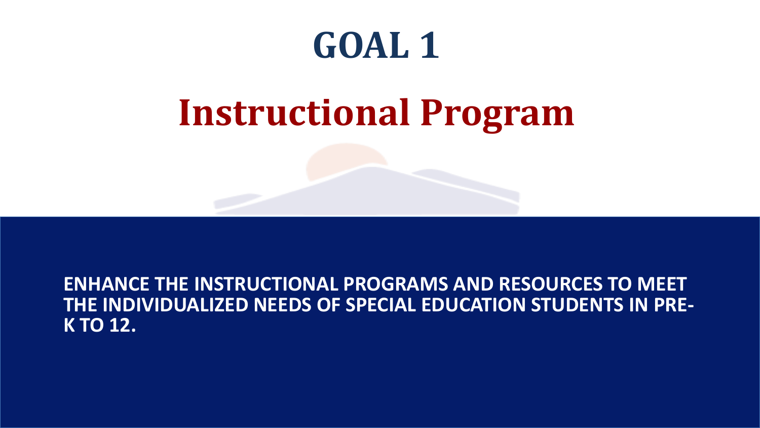# GOAL 1

## Instructional Program

**ENHANCE THE INSTRUCTIONAL PROGRAMS AND RESOURCES TO MEET THE INDIVIDUALIZED NEEDS OF SPECIAL EDUCATION STUDENTS IN PRE-K TO 12.**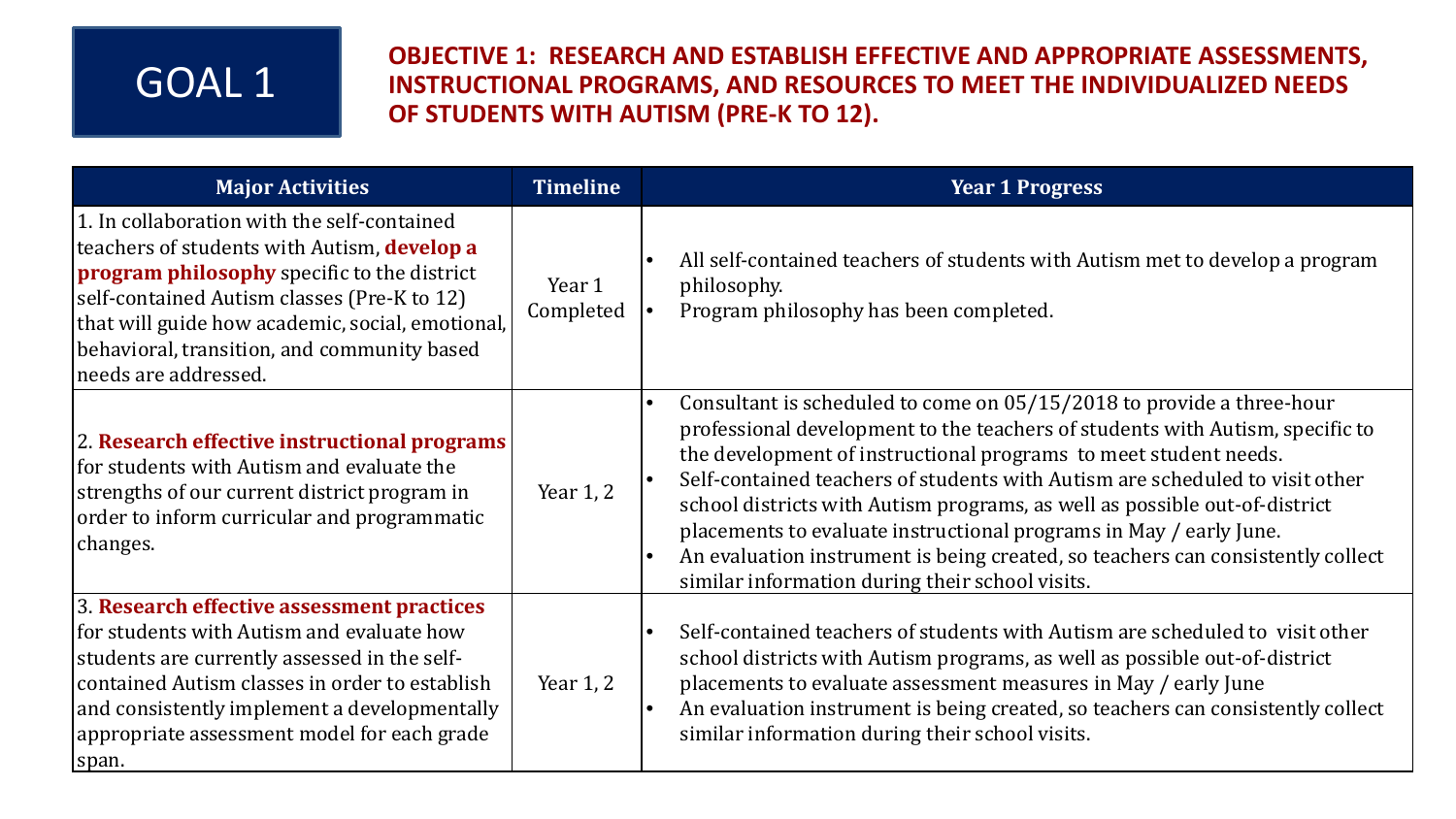# GOAL 1

## OBJECTIVE 1: RESEARCH AND ESTABLISH EFFECTIVE AND APPROPRIATE ASSESSMENTS, INSTRUCTIONAL PROGRAMS, AND RESOURCES TO MEET THE INDIVIDUALIZED NEEDS OF STUDENTS WITH AUTISM (PRE-K TO 12).

| Major Activities | Timeline | Year 1 Progress |
|---|---|---|
| 1. In collaboration with the self-contained teachers of students with Autism, **develop a program philosophy** specific to the district self-contained Autism classes (Pre-K to 12) that will guide how academic, social, emotional, behavioral, transition, and community based needs are addressed. | Year 1 Completed | • All self-contained teachers of students with Autism met to develop a program philosophy.<br>• Program philosophy has been completed. |
| 2. **Research effective instructional programs** for students with Autism and evaluate the strengths of our current district program in order to inform curricular and programmatic changes. | Year 1, 2 | • Consultant is scheduled to come on 05/15/2018 to provide a three-hour professional development to the teachers of students with Autism, specific to the development of instructional programs to meet student needs.<br>• Self-contained teachers of students with Autism are scheduled to visit other school districts with Autism programs, as well as possible out-of-district placements to evaluate instructional programs in May / early June.<br>• An evaluation instrument is being created, so teachers can consistently collect similar information during their school visits. |
| 3. **Research effective assessment practices** for students with Autism and evaluate how students are currently assessed in the self-contained Autism classes in order to establish and consistently implement a developmentally appropriate assessment model for each grade span. | Year 1, 2 | • Self-contained teachers of students with Autism are scheduled to visit other school districts with Autism programs, as well as possible out-of-district placements to evaluate assessment measures in May / early June<br>• An evaluation instrument is being created, so teachers can consistently collect similar information during their school visits. |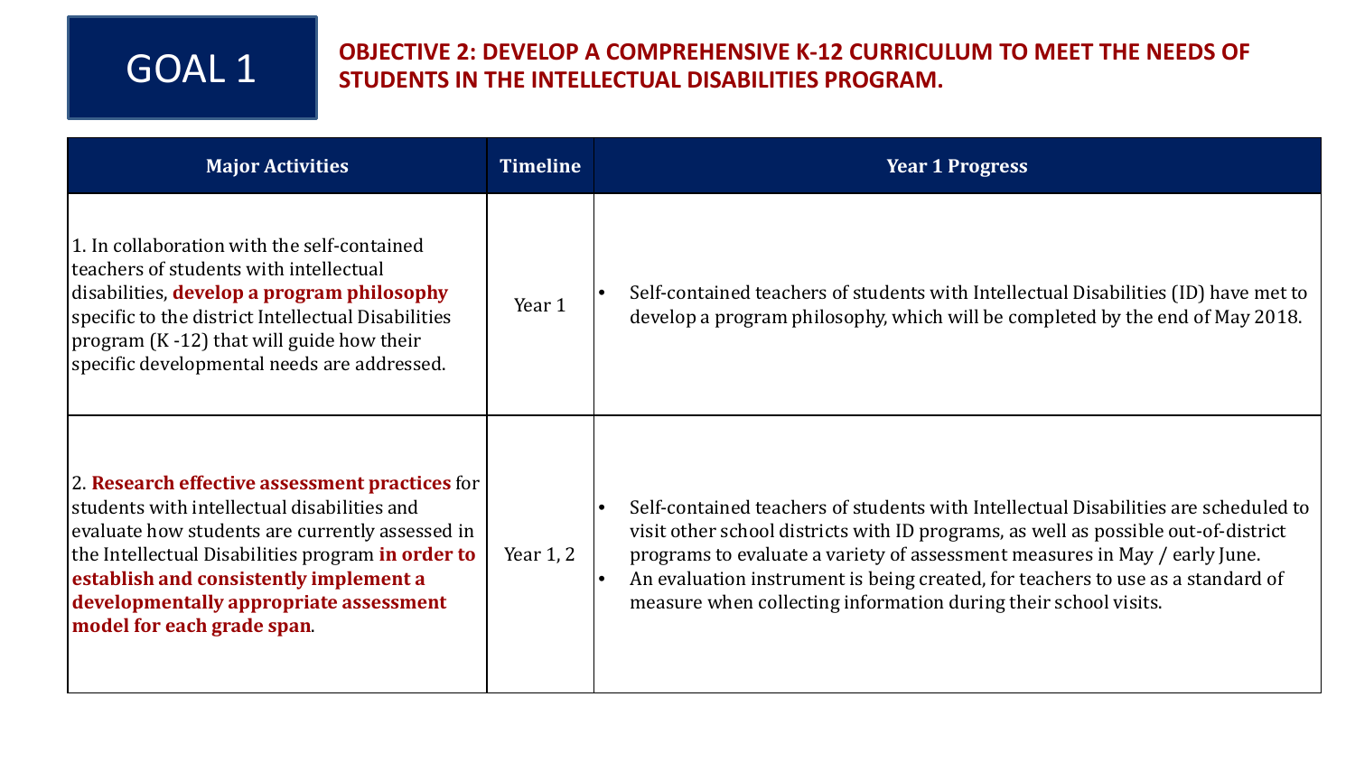# GOAL 1

## OBJECTIVE 2: DEVELOP A COMPREHENSIVE K-12 CURRICULUM TO MEET THE NEEDS OF STUDENTS IN THE INTELLECTUAL DISABILITIES PROGRAM.

| Major Activities | Timeline | Year 1 Progress |
|---|---|---|
| 1. In collaboration with the self-contained teachers of students with intellectual disabilities, **develop a program philosophy** specific to the district Intellectual Disabilities program (K -12) that will guide how their specific developmental needs are addressed. | Year 1 | • Self-contained teachers of students with Intellectual Disabilities (ID) have met to develop a program philosophy, which will be completed by the end of May 2018. |
| 2. **Research effective assessment practices** for students with intellectual disabilities and evaluate how students are currently assessed in the Intellectual Disabilities program **in order to establish and consistently implement a developmentally appropriate assessment model for each grade span**. | Year 1, 2 | • Self-contained teachers of students with Intellectual Disabilities are scheduled to visit other school districts with ID programs, as well as possible out-of-district programs to evaluate a variety of assessment measures in May / early June.<br>• An evaluation instrument is being created, for teachers to use as a standard of measure when collecting information during their school visits. |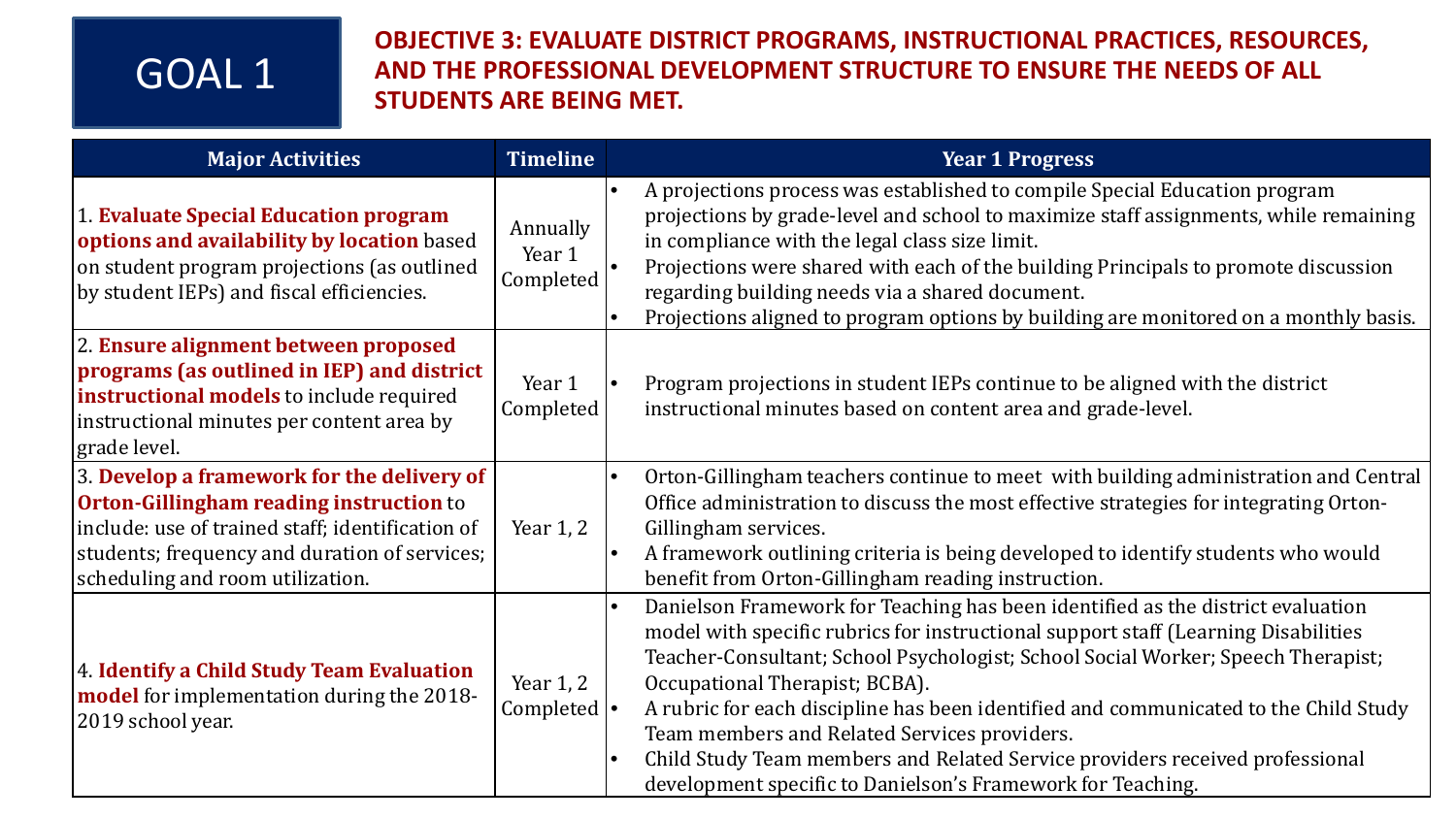# GOAL 1

## OBJECTIVE 3: EVALUATE DISTRICT PROGRAMS, INSTRUCTIONAL PRACTICES, RESOURCES, AND THE PROFESSIONAL DEVELOPMENT STRUCTURE TO ENSURE THE NEEDS OF ALL STUDENTS ARE BEING MET.

| Major Activities | Timeline | Year 1 Progress |
| --- | --- | --- |
| 1. **Evaluate Special Education program options and availability by location** based on student program projections (as outlined by student IEPs) and fiscal efficiencies. | Annually Year 1 Completed | • A projections process was established to compile Special Education program projections by grade-level and school to maximize staff assignments, while remaining in compliance with the legal class size limit.<br>• Projections were shared with each of the building Principals to promote discussion regarding building needs via a shared document.<br>• Projections aligned to program options by building are monitored on a monthly basis. |
| 2. **Ensure alignment between proposed programs (as outlined in IEP) and district instructional models** to include required instructional minutes per content area by grade level. | Year 1 Completed | • Program projections in student IEPs continue to be aligned with the district instructional minutes based on content area and grade-level. |
| 3. **Develop a framework for the delivery of Orton-Gillingham reading instruction** to include: use of trained staff; identification of students; frequency and duration of services; scheduling and room utilization. | Year 1, 2 | • Orton-Gillingham teachers continue to meet with building administration and Central Office administration to discuss the most effective strategies for integrating Orton-Gillingham services.<br>• A framework outlining criteria is being developed to identify students who would benefit from Orton-Gillingham reading instruction. |
| 4. **Identify a Child Study Team Evaluation model** for implementation during the 2018-2019 school year. | Year 1, 2 Completed | • Danielson Framework for Teaching has been identified as the district evaluation model with specific rubrics for instructional support staff (Learning Disabilities Teacher-Consultant; School Psychologist; School Social Worker; Speech Therapist; Occupational Therapist; BCBA).<br>• A rubric for each discipline has been identified and communicated to the Child Study Team members and Related Services providers.<br>• Child Study Team members and Related Service providers received professional development specific to Danielson's Framework for Teaching. |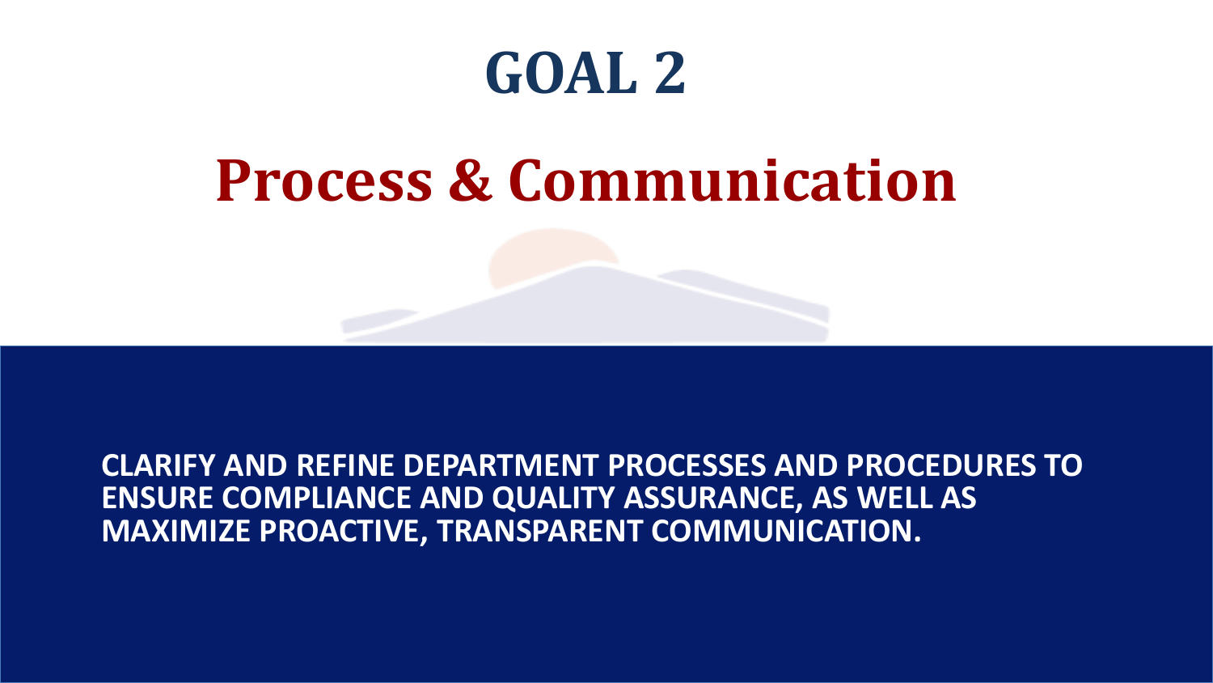# GOAL 2

## Process & Communication

**CLARIFY AND REFINE DEPARTMENT PROCESSES AND PROCEDURES TO ENSURE COMPLIANCE AND QUALITY ASSURANCE, AS WELL AS MAXIMIZE PROACTIVE, TRANSPARENT COMMUNICATION.**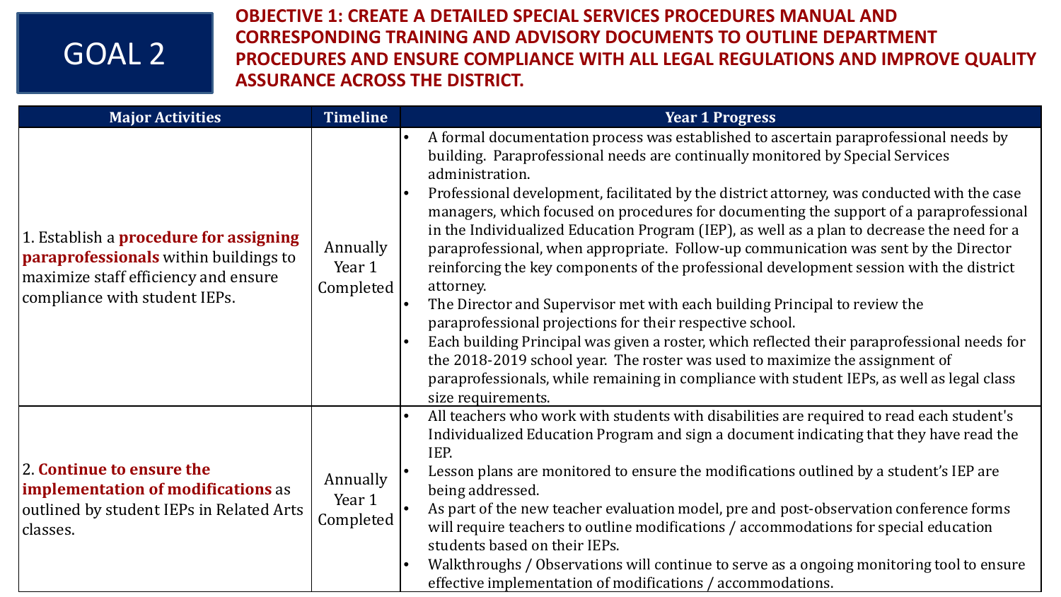# GOAL 2

## OBJECTIVE 1: CREATE A DETAILED SPECIAL SERVICES PROCEDURES MANUAL AND CORRESPONDING TRAINING AND ADVISORY DOCUMENTS TO OUTLINE DEPARTMENT PROCEDURES AND ENSURE COMPLIANCE WITH ALL LEGAL REGULATIONS AND IMPROVE QUALITY ASSURANCE ACROSS THE DISTRICT.

| Major Activities | Timeline | Year 1 Progress |
|---|---|---|
| 1. Establish a **procedure for assigning paraprofessionals** within buildings to maximize staff efficiency and ensure compliance with student IEPs. | Annually Year 1 Completed | • A formal documentation process was established to ascertain paraprofessional needs by building. Paraprofessional needs are continually monitored by Special Services administration.<br>• Professional development, facilitated by the district attorney, was conducted with the case managers, which focused on procedures for documenting the support of a paraprofessional in the Individualized Education Program (IEP), as well as a plan to decrease the need for a paraprofessional, when appropriate. Follow-up communication was sent by the Director reinforcing the key components of the professional development session with the district attorney.<br>• The Director and Supervisor met with each building Principal to review the paraprofessional projections for their respective school.<br>• Each building Principal was given a roster, which reflected their paraprofessional needs for the 2018-2019 school year. The roster was used to maximize the assignment of paraprofessionals, while remaining in compliance with student IEPs, as well as legal class size requirements. |
| 2. **Continue to ensure the implementation of modifications** as outlined by student IEPs in Related Arts classes. | Annually Year 1 Completed | • All teachers who work with students with disabilities are required to read each student's Individualized Education Program and sign a document indicating that they have read the IEP.<br>• Lesson plans are monitored to ensure the modifications outlined by a student's IEP are being addressed.<br>• As part of the new teacher evaluation model, pre and post-observation conference forms will require teachers to outline modifications / accommodations for special education students based on their IEPs.<br>• Walkthroughs / Observations will continue to serve as a ongoing monitoring tool to ensure effective implementation of modifications / accommodations. |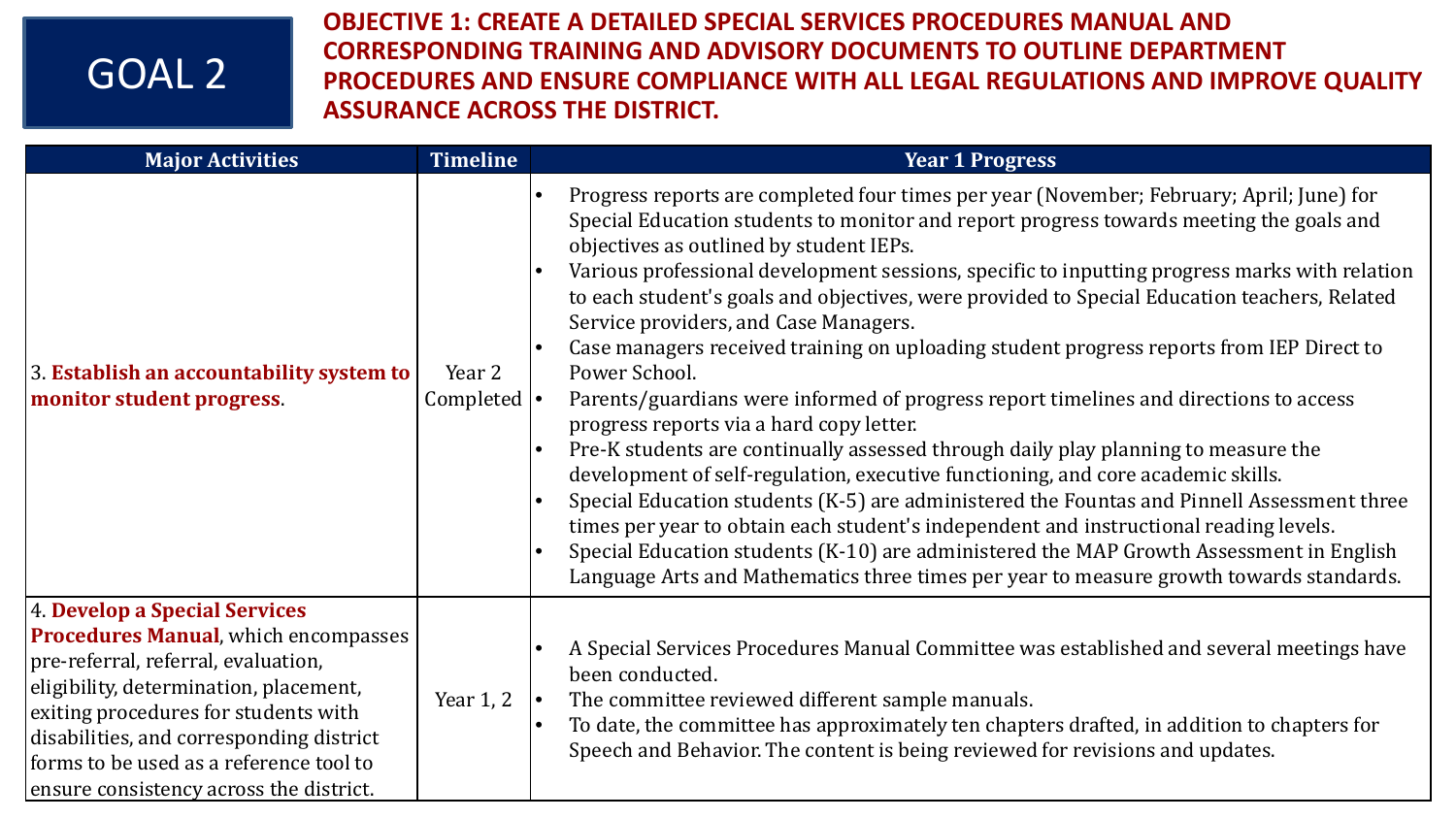# GOAL 2

## OBJECTIVE 1: CREATE A DETAILED SPECIAL SERVICES PROCEDURES MANUAL AND CORRESPONDING TRAINING AND ADVISORY DOCUMENTS TO OUTLINE DEPARTMENT PROCEDURES AND ENSURE COMPLIANCE WITH ALL LEGAL REGULATIONS AND IMPROVE QUALITY ASSURANCE ACROSS THE DISTRICT.

| Major Activities | Timeline | Year 1 Progress |
|---|---|---|
| 3. **Establish an accountability system to monitor student progress**. | Year 2 Completed | • Progress reports are completed four times per year (November; February; April; June) for Special Education students to monitor and report progress towards meeting the goals and objectives as outlined by student IEPs.<br>• Various professional development sessions, specific to inputting progress marks with relation to each student's goals and objectives, were provided to Special Education teachers, Related Service providers, and Case Managers.<br>• Case managers received training on uploading student progress reports from IEP Direct to Power School.<br>• Parents/guardians were informed of progress report timelines and directions to access progress reports via a hard copy letter.<br>• Pre-K students are continually assessed through daily play planning to measure the development of self-regulation, executive functioning, and core academic skills.<br>• Special Education students (K-5) are administered the Fountas and Pinnell Assessment three times per year to obtain each student's independent and instructional reading levels.<br>• Special Education students (K-10) are administered the MAP Growth Assessment in English Language Arts and Mathematics three times per year to measure growth towards standards. |
| 4. **Develop a Special Services Procedures Manual**, which encompasses pre-referral, referral, evaluation, eligibility, determination, placement, exiting procedures for students with disabilities, and corresponding district forms to be used as a reference tool to ensure consistency across the district. | Year 1, 2 | • A Special Services Procedures Manual Committee was established and several meetings have been conducted.<br>• The committee reviewed different sample manuals.<br>• To date, the committee has approximately ten chapters drafted, in addition to chapters for Speech and Behavior. The content is being reviewed for revisions and updates. |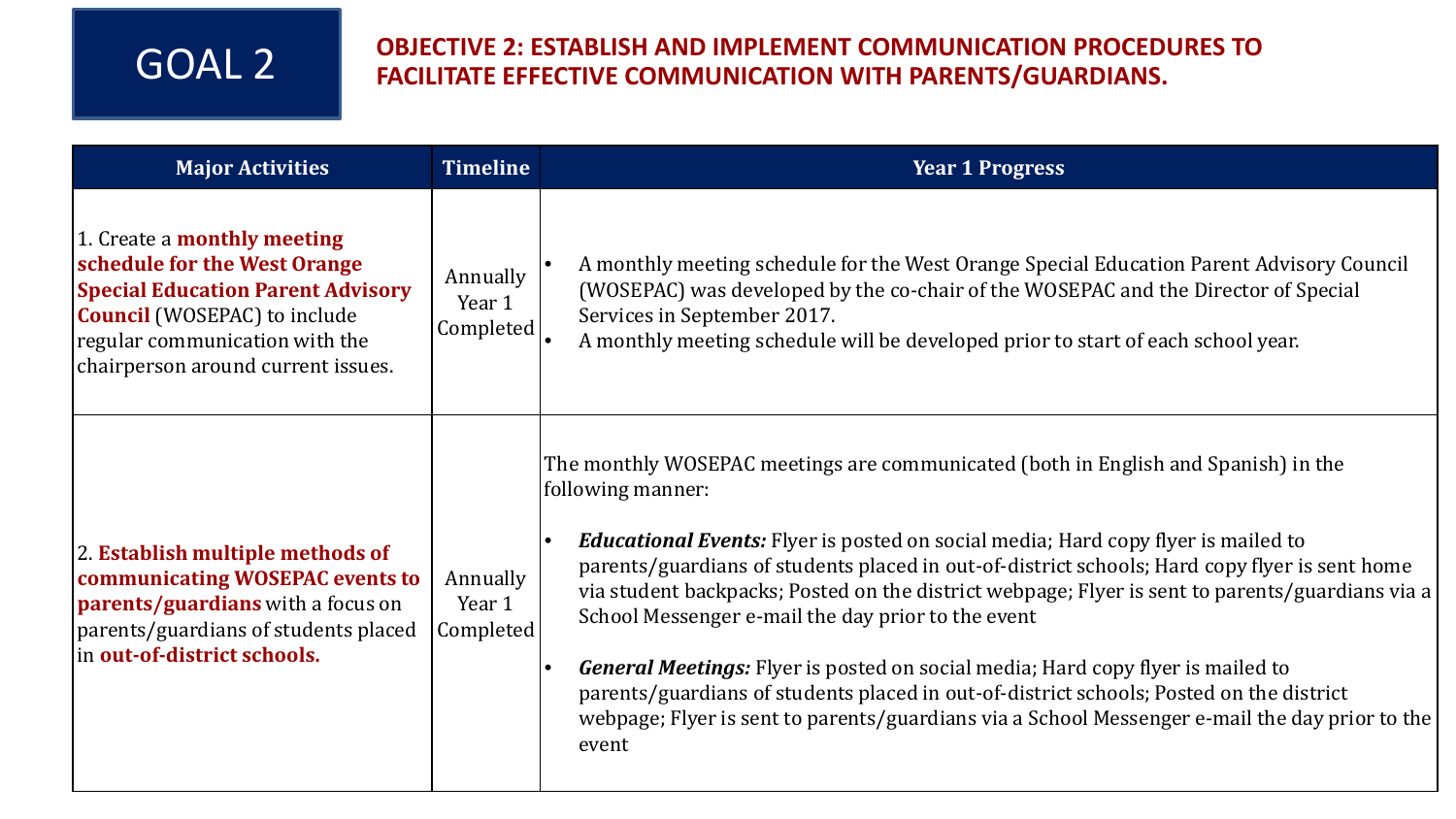# GOAL 2

## OBJECTIVE 2: ESTABLISH AND IMPLEMENT COMMUNICATION PROCEDURES TO FACILITATE EFFECTIVE COMMUNICATION WITH PARENTS/GUARDIANS.

| Major Activities | Timeline | Year 1 Progress |
| --- | --- | --- |
| 1. Create a **monthly meeting schedule for the West Orange Special Education Parent Advisory Council** (WOSEPAC) to include regular communication with the chairperson around current issues. | Annually Year 1 Completed | • A monthly meeting schedule for the West Orange Special Education Parent Advisory Council (WOSEPAC) was developed by the co-chair of the WOSEPAC and the Director of Special Services in September 2017.<br>• A monthly meeting schedule will be developed prior to start of each school year. |
| 2. **Establish multiple methods of communicating WOSEPAC events to parents/guardians** with a focus on parents/guardians of students placed in **out-of-district schools.** | Annually Year 1 Completed | The monthly WOSEPAC meetings are communicated (both in English and Spanish) in the following manner:<br>• ***Educational Events:*** Flyer is posted on social media; Hard copy flyer is mailed to parents/guardians of students placed in out-of-district schools; Hard copy flyer is sent home via student backpacks; Posted on the district webpage; Flyer is sent to parents/guardians via a School Messenger e-mail the day prior to the event<br>• ***General Meetings:*** Flyer is posted on social media; Hard copy flyer is mailed to parents/guardians of students placed in out-of-district schools; Posted on the district webpage; Flyer is sent to parents/guardians via a School Messenger e-mail the day prior to the event |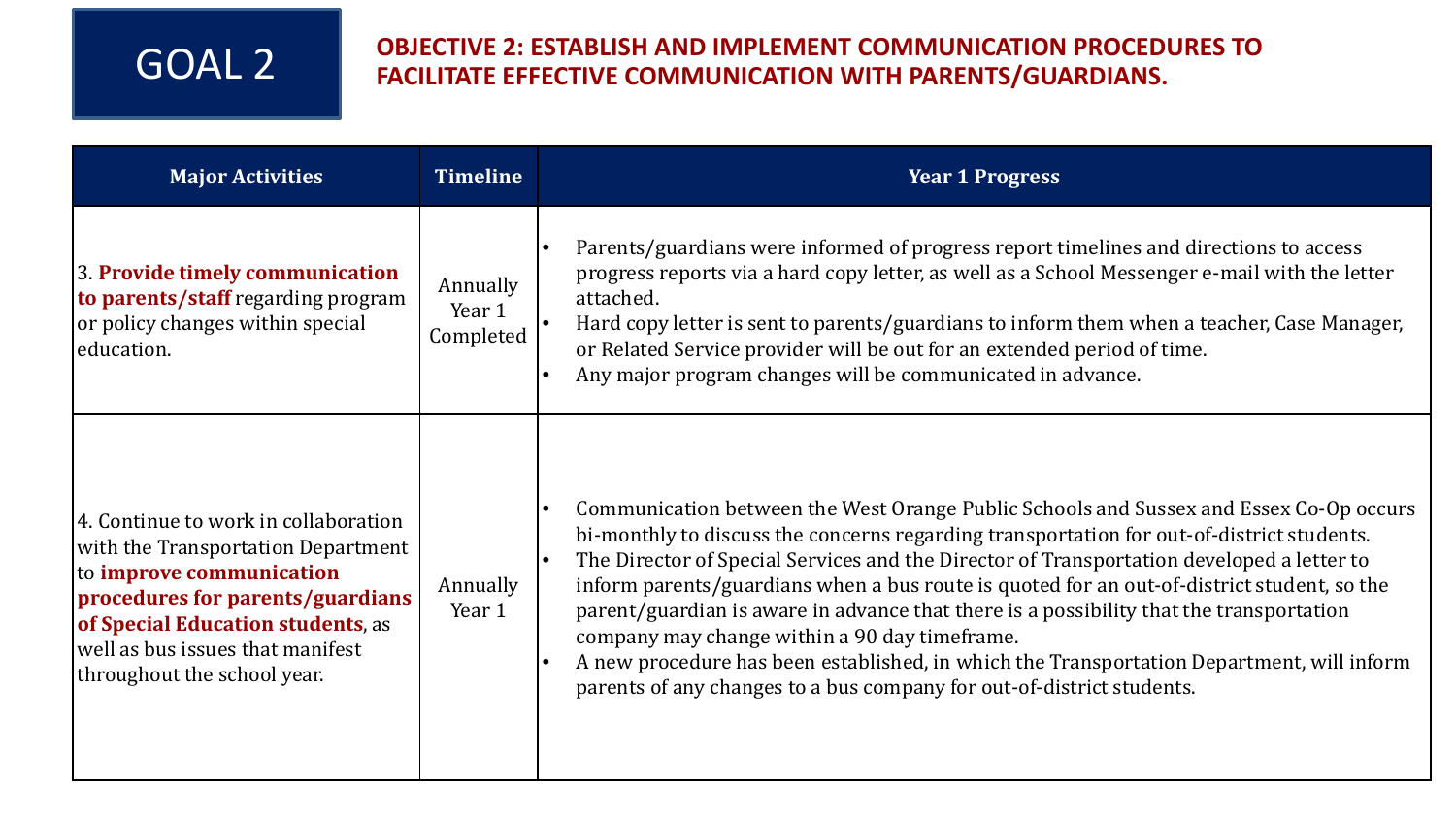# GOAL 2

## OBJECTIVE 2: ESTABLISH AND IMPLEMENT COMMUNICATION PROCEDURES TO FACILITATE EFFECTIVE COMMUNICATION WITH PARENTS/GUARDIANS.

| Major Activities | Timeline | Year 1 Progress |
|---|---|---|
| 3. **Provide timely communication to parents/staff** regarding program or policy changes within special education. | Annually Year 1 Completed | • Parents/guardians were informed of progress report timelines and directions to access progress reports via a hard copy letter, as well as a School Messenger e-mail with the letter attached.<br>• Hard copy letter is sent to parents/guardians to inform them when a teacher, Case Manager, or Related Service provider will be out for an extended period of time.<br>• Any major program changes will be communicated in advance. |
| 4. Continue to work in collaboration with the Transportation Department to **improve communication procedures for parents/guardians of Special Education students**, as well as bus issues that manifest throughout the school year. | Annually Year 1 | • Communication between the West Orange Public Schools and Sussex and Essex Co-Op occurs bi-monthly to discuss the concerns regarding transportation for out-of-district students.<br>• The Director of Special Services and the Director of Transportation developed a letter to inform parents/guardians when a bus route is quoted for an out-of-district student, so the parent/guardian is aware in advance that there is a possibility that the transportation company may change within a 90 day timeframe.<br>• A new procedure has been established, in which the Transportation Department, will inform parents of any changes to a bus company for out-of-district students. |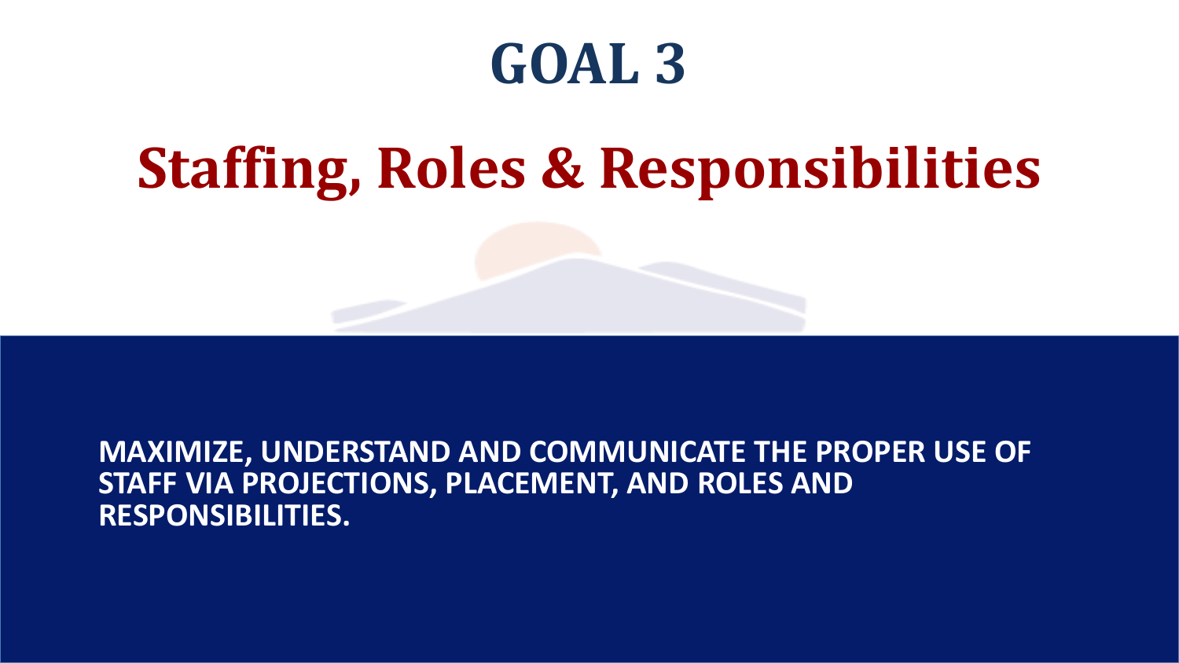# GOAL 3

## Staffing, Roles & Responsibilities

**MAXIMIZE, UNDERSTAND AND COMMUNICATE THE PROPER USE OF STAFF VIA PROJECTIONS, PLACEMENT, AND ROLES AND RESPONSIBILITIES.**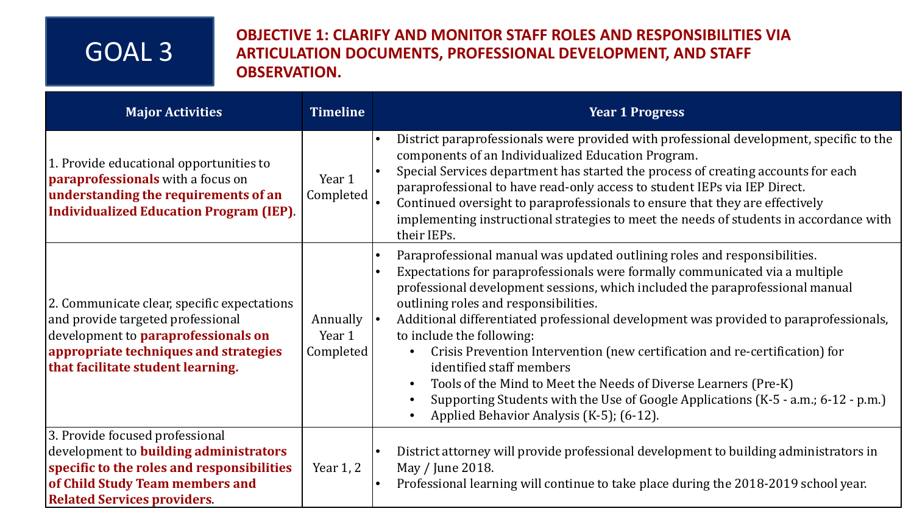# GOAL 3

## OBJECTIVE 1: CLARIFY AND MONITOR STAFF ROLES AND RESPONSIBILITIES VIA ARTICULATION DOCUMENTS, PROFESSIONAL DEVELOPMENT, AND STAFF OBSERVATION.

| Major Activities | Timeline | Year 1 Progress |
|---|---|---|
| 1. Provide educational opportunities to **paraprofessionals** with a focus on **understanding the requirements of an Individualized Education Program (IEP)**. | Year 1 Completed | • District paraprofessionals were provided with professional development, specific to the components of an Individualized Education Program.<br>• Special Services department has started the process of creating accounts for each paraprofessional to have read-only access to student IEPs via IEP Direct.<br>• Continued oversight to paraprofessionals to ensure that they are effectively implementing instructional strategies to meet the needs of students in accordance with their IEPs. |
| 2. Communicate clear, specific expectations and provide targeted professional development to **paraprofessionals on appropriate techniques and strategies that facilitate student learning.** | Annually Year 1 Completed | • Paraprofessional manual was updated outlining roles and responsibilities.<br>• Expectations for paraprofessionals were formally communicated via a multiple professional development sessions, which included the paraprofessional manual outlining roles and responsibilities.<br>• Additional differentiated professional development was provided to paraprofessionals, to include the following:<br>&nbsp;&nbsp;• Crisis Prevention Intervention (new certification and re-certification) for identified staff members<br>&nbsp;&nbsp;• Tools of the Mind to Meet the Needs of Diverse Learners (Pre-K)<br>&nbsp;&nbsp;• Supporting Students with the Use of Google Applications (K-5 - a.m.; 6-12 - p.m.)<br>&nbsp;&nbsp;• Applied Behavior Analysis (K-5); (6-12). |
| 3. Provide focused professional development to **building administrators specific to the roles and responsibilities of Child Study Team members and Related Services providers**. | Year 1, 2 | • District attorney will provide professional development to building administrators in May / June 2018.<br>• Professional learning will continue to take place during the 2018-2019 school year. |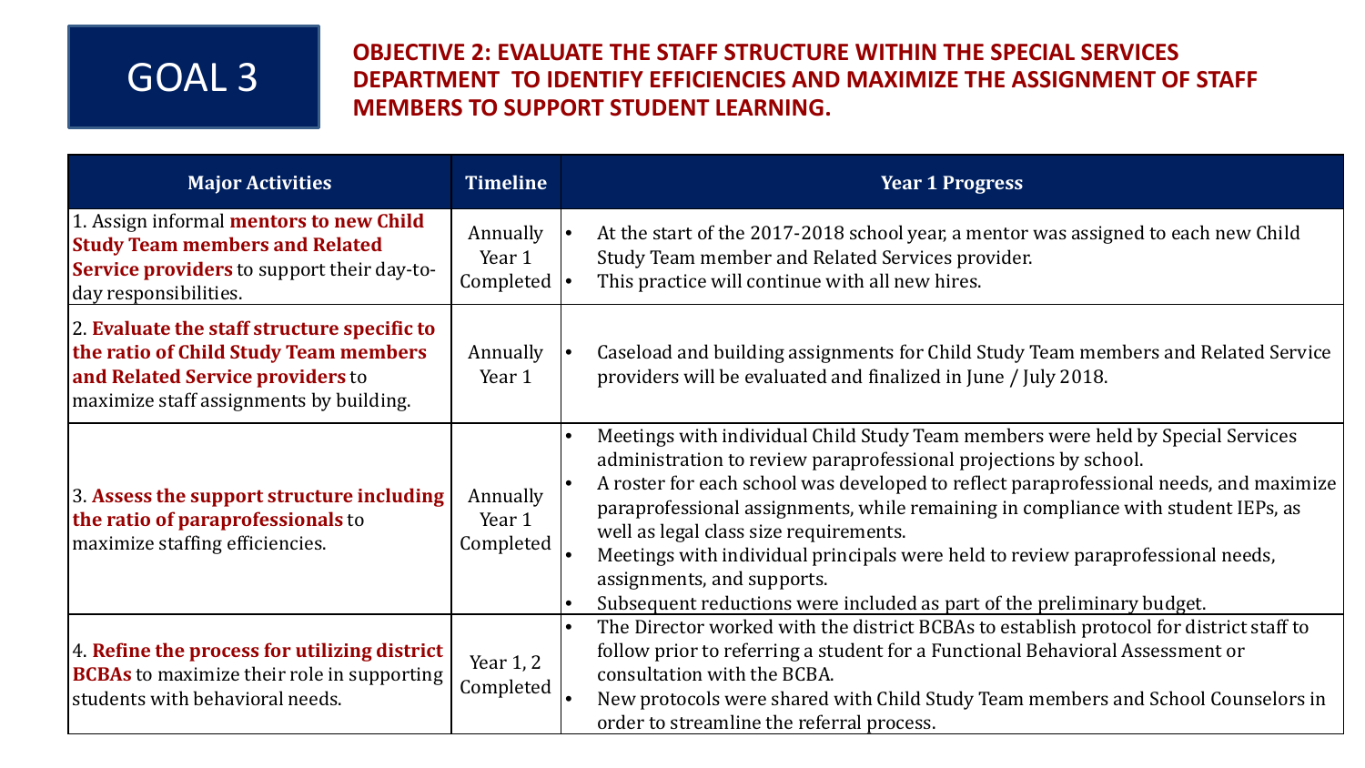# GOAL 3

## OBJECTIVE 2: EVALUATE THE STAFF STRUCTURE WITHIN THE SPECIAL SERVICES DEPARTMENT TO IDENTIFY EFFICIENCIES AND MAXIMIZE THE ASSIGNMENT OF STAFF MEMBERS TO SUPPORT STUDENT LEARNING.

| Major Activities | Timeline | Year 1 Progress |
|---|---|---|
| 1. Assign informal **mentors to new Child Study Team members and Related Service providers** to support their day-to-day responsibilities. | Annually Year 1 Completed | • At the start of the 2017-2018 school year, a mentor was assigned to each new Child Study Team member and Related Services provider.<br>• This practice will continue with all new hires. |
| 2. **Evaluate the staff structure specific to the ratio of Child Study Team members and Related Service providers** to maximize staff assignments by building. | Annually Year 1 | • Caseload and building assignments for Child Study Team members and Related Service providers will be evaluated and finalized in June / July 2018. |
| 3. **Assess the support structure including the ratio of paraprofessionals** to maximize staffing efficiencies. | Annually Year 1 Completed | • Meetings with individual Child Study Team members were held by Special Services administration to review paraprofessional projections by school.<br>• A roster for each school was developed to reflect paraprofessional needs, and maximize paraprofessional assignments, while remaining in compliance with student IEPs, as well as legal class size requirements.<br>• Meetings with individual principals were held to review paraprofessional needs, assignments, and supports.<br>• Subsequent reductions were included as part of the preliminary budget. |
| 4. **Refine the process for utilizing district BCBAs** to maximize their role in supporting students with behavioral needs. | Year 1, 2 Completed | • The Director worked with the district BCBAs to establish protocol for district staff to follow prior to referring a student for a Functional Behavioral Assessment or consultation with the BCBA.<br>• New protocols were shared with Child Study Team members and School Counselors in order to streamline the referral process. |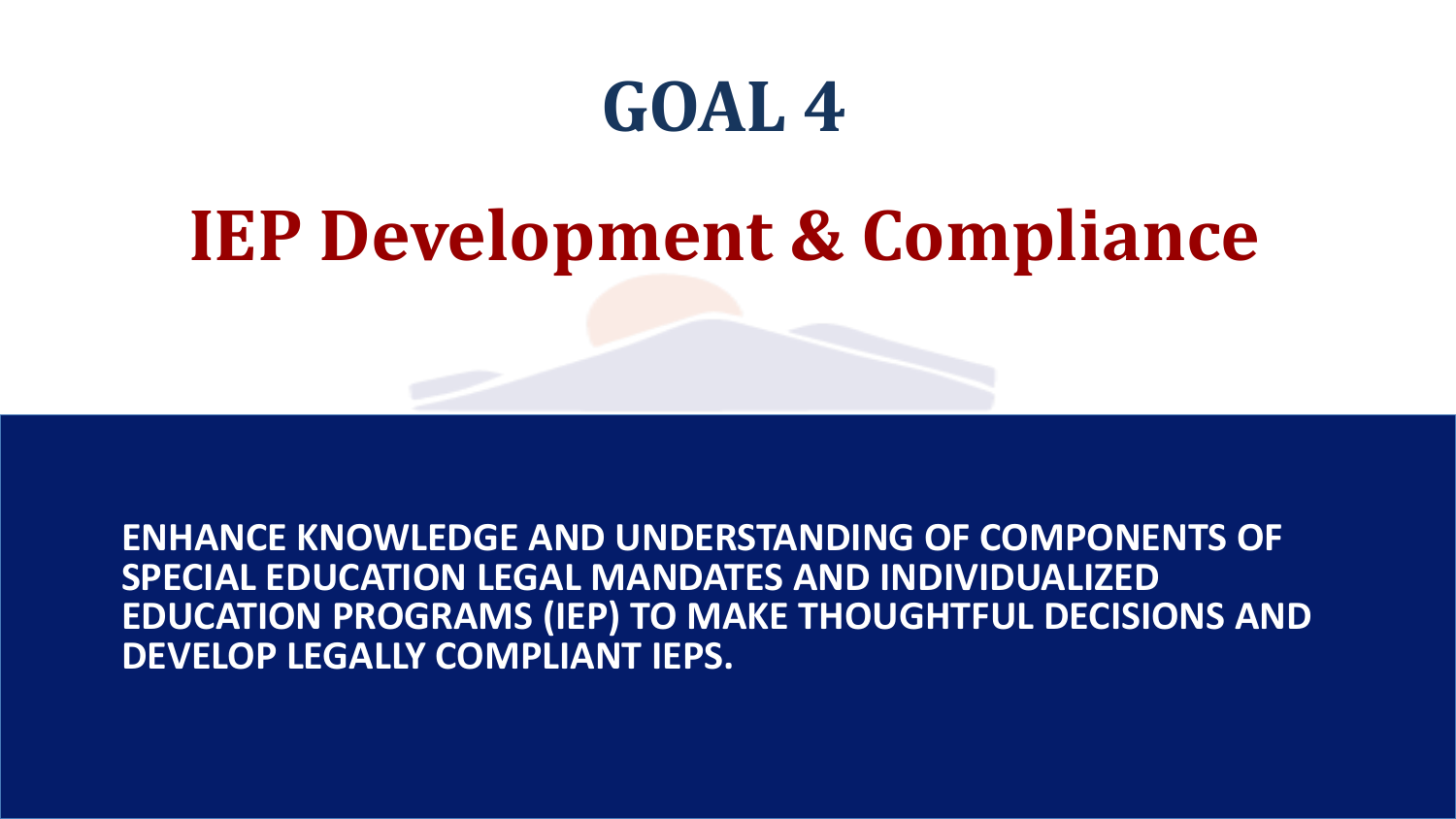# GOAL 4

## IEP Development & Compliance

**ENHANCE KNOWLEDGE AND UNDERSTANDING OF COMPONENTS OF SPECIAL EDUCATION LEGAL MANDATES AND INDIVIDUALIZED EDUCATION PROGRAMS (IEP) TO MAKE THOUGHTFUL DECISIONS AND DEVELOP LEGALLY COMPLIANT IEPS.**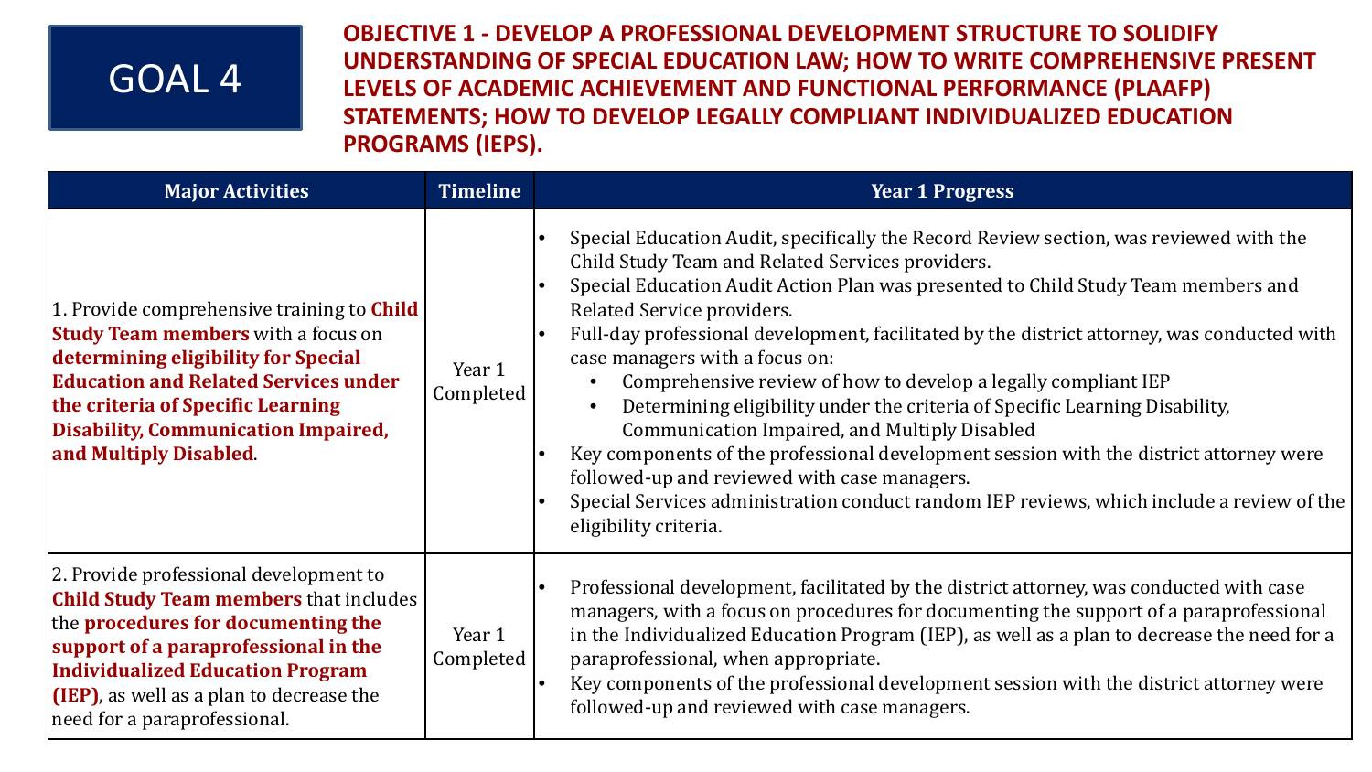# GOAL 4

## OBJECTIVE 1 - DEVELOP A PROFESSIONAL DEVELOPMENT STRUCTURE TO SOLIDIFY UNDERSTANDING OF SPECIAL EDUCATION LAW; HOW TO WRITE COMPREHENSIVE PRESENT LEVELS OF ACADEMIC ACHIEVEMENT AND FUNCTIONAL PERFORMANCE (PLAAFP) STATEMENTS; HOW TO DEVELOP LEGALLY COMPLIANT INDIVIDUALIZED EDUCATION PROGRAMS (IEPS).

| Major Activities | Timeline | Year 1 Progress |
|---|---|---|
| 1. Provide comprehensive training to **Child Study Team members** with a focus on **determining eligibility for Special Education and Related Services under the criteria of Specific Learning Disability, Communication Impaired, and Multiply Disabled**. | Year 1 Completed | • Special Education Audit, specifically the Record Review section, was reviewed with the Child Study Team and Related Services providers.<br>• Special Education Audit Action Plan was presented to Child Study Team members and Related Service providers.<br>• Full-day professional development, facilitated by the district attorney, was conducted with case managers with a focus on:<br>&nbsp;&nbsp;&nbsp;&nbsp;• Comprehensive review of how to develop a legally compliant IEP<br>&nbsp;&nbsp;&nbsp;&nbsp;• Determining eligibility under the criteria of Specific Learning Disability, Communication Impaired, and Multiply Disabled<br>• Key components of the professional development session with the district attorney were followed-up and reviewed with case managers.<br>• Special Services administration conduct random IEP reviews, which include a review of the eligibility criteria. |
| 2. Provide professional development to **Child Study Team members** that includes the **procedures for documenting the support of a paraprofessional in the Individualized Education Program (IEP)**, as well as a plan to decrease the need for a paraprofessional. | Year 1 Completed | • Professional development, facilitated by the district attorney, was conducted with case managers, with a focus on procedures for documenting the support of a paraprofessional in the Individualized Education Program (IEP), as well as a plan to decrease the need for a paraprofessional, when appropriate.<br>• Key components of the professional development session with the district attorney were followed-up and reviewed with case managers. |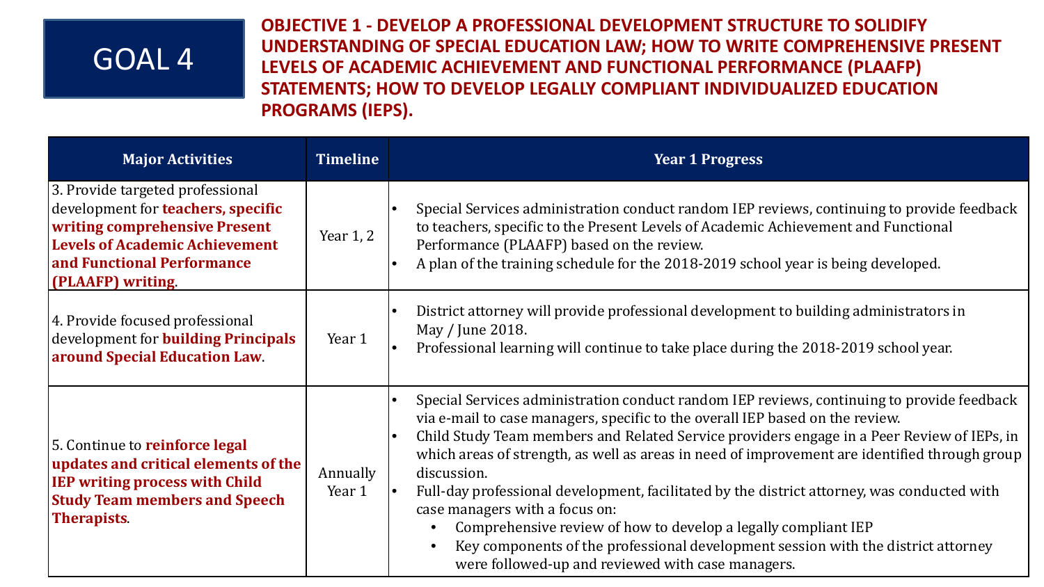# GOAL 4

## OBJECTIVE 1 - DEVELOP A PROFESSIONAL DEVELOPMENT STRUCTURE TO SOLIDIFY UNDERSTANDING OF SPECIAL EDUCATION LAW; HOW TO WRITE COMPREHENSIVE PRESENT LEVELS OF ACADEMIC ACHIEVEMENT AND FUNCTIONAL PERFORMANCE (PLAAFP) STATEMENTS; HOW TO DEVELOP LEGALLY COMPLIANT INDIVIDUALIZED EDUCATION PROGRAMS (IEPS).

| Major Activities | Timeline | Year 1 Progress |
|---|---|---|
| 3. Provide targeted professional development for **teachers, specific writing comprehensive Present Levels of Academic Achievement and Functional Performance (PLAAFP) writing**. | Year 1, 2 | • Special Services administration conduct random IEP reviews, continuing to provide feedback to teachers, specific to the Present Levels of Academic Achievement and Functional Performance (PLAAFP) based on the review.<br>• A plan of the training schedule for the 2018-2019 school year is being developed. |
| 4. Provide focused professional development for **building Principals around Special Education Law**. | Year 1 | • District attorney will provide professional development to building administrators in May / June 2018.<br>• Professional learning will continue to take place during the 2018-2019 school year. |
| 5. Continue to **reinforce legal updates and critical elements of the IEP writing process with Child Study Team members and Speech Therapists**. | Annually Year 1 | • Special Services administration conduct random IEP reviews, continuing to provide feedback via e-mail to case managers, specific to the overall IEP based on the review.<br>• Child Study Team members and Related Service providers engage in a Peer Review of IEPs, in which areas of strength, as well as areas in need of improvement are identified through group discussion.<br>• Full-day professional development, facilitated by the district attorney, was conducted with case managers with a focus on:<br>&nbsp;&nbsp;&nbsp;&nbsp;• Comprehensive review of how to develop a legally compliant IEP<br>&nbsp;&nbsp;&nbsp;&nbsp;• Key components of the professional development session with the district attorney were followed-up and reviewed with case managers. |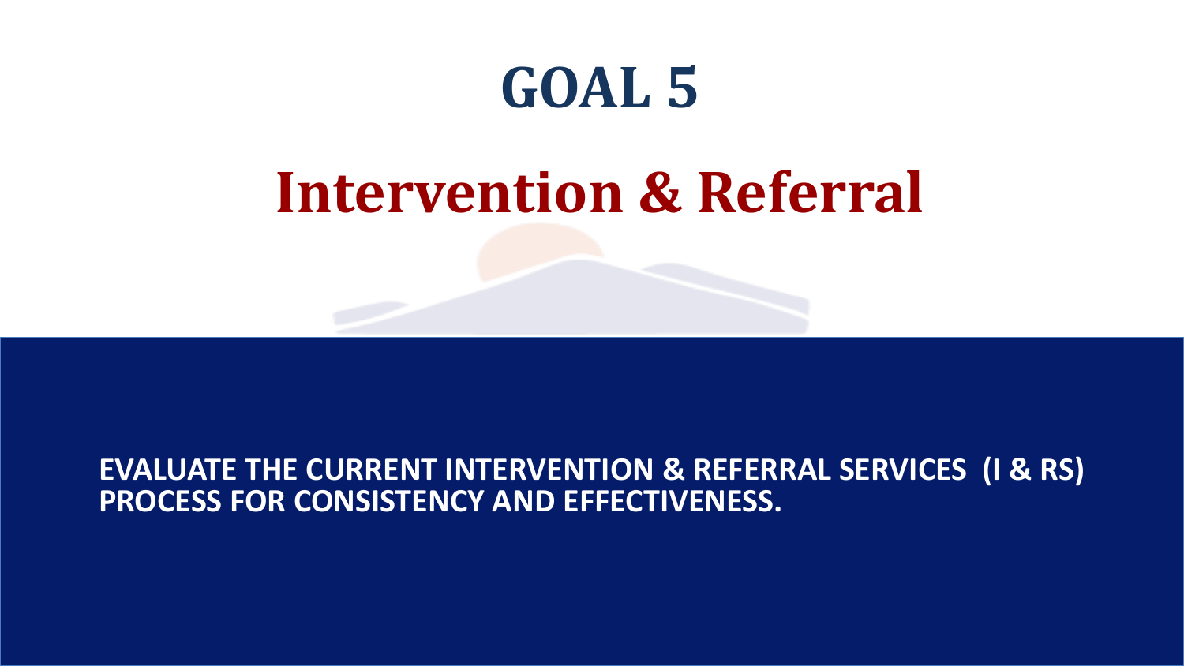# GOAL 5

## Intervention & Referral

**EVALUATE THE CURRENT INTERVENTION & REFERRAL SERVICES (I & RS) PROCESS FOR CONSISTENCY AND EFFECTIVENESS.**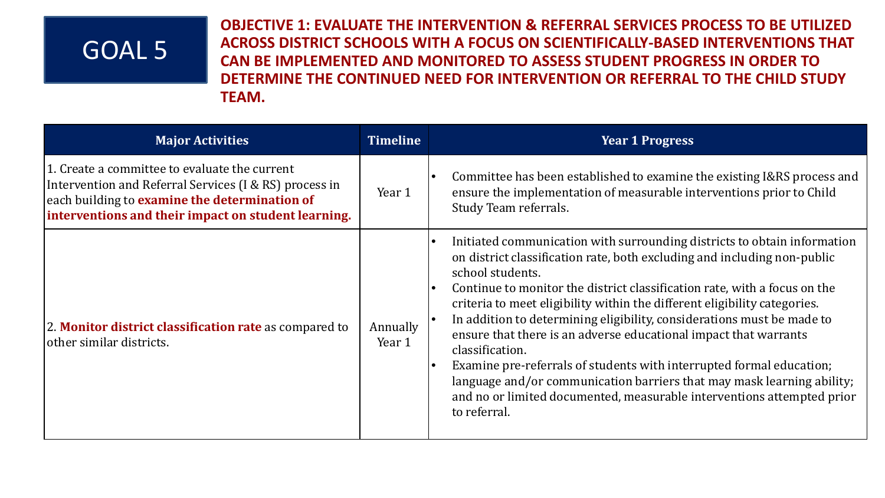# GOAL 5

## OBJECTIVE 1: EVALUATE THE INTERVENTION & REFERRAL SERVICES PROCESS TO BE UTILIZED ACROSS DISTRICT SCHOOLS WITH A FOCUS ON SCIENTIFICALLY-BASED INTERVENTIONS THAT CAN BE IMPLEMENTED AND MONITORED TO ASSESS STUDENT PROGRESS IN ORDER TO DETERMINE THE CONTINUED NEED FOR INTERVENTION OR REFERRAL TO THE CHILD STUDY TEAM.

| Major Activities | Timeline | Year 1 Progress |
| --- | --- | --- |
| 1. Create a committee to evaluate the current Intervention and Referral Services (I & RS) process in each building to **examine the determination of interventions and their impact on student learning.** | Year 1 | • Committee has been established to examine the existing I&RS process and ensure the implementation of measurable interventions prior to Child Study Team referrals. |
| 2. **Monitor district classification rate** as compared to other similar districts. | Annually Year 1 | • Initiated communication with surrounding districts to obtain information on district classification rate, both excluding and including non-public school students.<br>• Continue to monitor the district classification rate, with a focus on the criteria to meet eligibility within the different eligibility categories.<br>• In addition to determining eligibility, considerations must be made to ensure that there is an adverse educational impact that warrants classification.<br>• Examine pre-referrals of students with interrupted formal education; language and/or communication barriers that may mask learning ability; and no or limited documented, measurable interventions attempted prior to referral. |